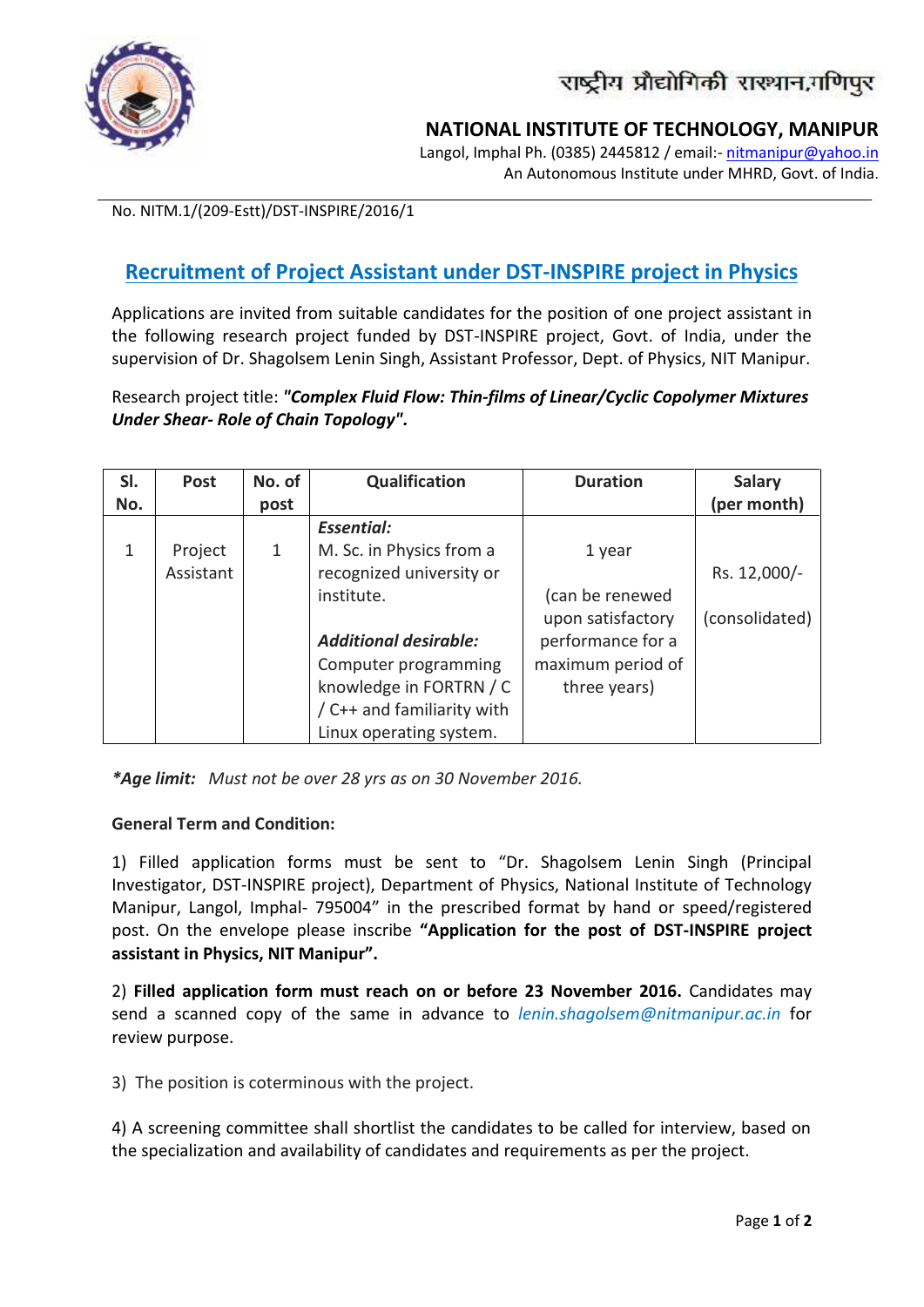राष्ट्रीय प्रौद्योगिकी संस्थान,मणिपुर

**NATIONAL INSTITUTE OF TECHNOLOGY, MANIPUR**

Langol, Imphal Ph. (0385) 2445812 / email:- nitmanipur@yahoo.in

An Autonomous Institute under MHRD, Govt. of India.

No. NITM.1/(209-Estt)/DST-INSPIRE/2016/1

# Recruitment of Project Assistant under DST-INSPIRE project in Physics

Applications are invited from suitable candidates for the position of one project assistant in the following research project funded by DST-INSPIRE project, Govt. of India, under the supervision of Dr. Shagolsem Lenin Singh, Assistant Professor, Dept. of Physics, NIT Manipur.

Research project title: ***"Complex Fluid Flow: Thin-films of Linear/Cyclic Copolymer Mixtures Under Shear- Role of Chain Topology".***

| Sl. No. | Post | No. of post | Qualification | Duration | Salary (per month) |
|---|---|---|---|---|---|
| 1 | Project Assistant | 1 | ***Essential:*** M. Sc. in Physics from a recognized university or institute. ***Additional desirable:*** Computer programming knowledge in FORTRN / C / C++ and familiarity with Linux operating system. | 1 year (can be renewed upon satisfactory performance for a maximum period of three years) | Rs. 12,000/- (consolidated) |

***Age limit:*** *Must not be over 28 yrs as on 30 November 2016.*

**General Term and Condition:**

1) Filled application forms must be sent to "Dr. Shagolsem Lenin Singh (Principal Investigator, DST-INSPIRE project), Department of Physics, National Institute of Technology Manipur, Langol, Imphal- 795004" in the prescribed format by hand or speed/registered post. On the envelope please inscribe **"Application for the post of DST-INSPIRE project assistant in Physics, NIT Manipur".**

2) **Filled application form must reach on or before 23 November 2016.** Candidates may send a scanned copy of the same in advance to *lenin.shagolsem@nitmanipur.ac.in* for review purpose.

3) The position is coterminous with the project.

4) A screening committee shall shortlist the candidates to be called for interview, based on the specialization and availability of candidates and requirements as per the project.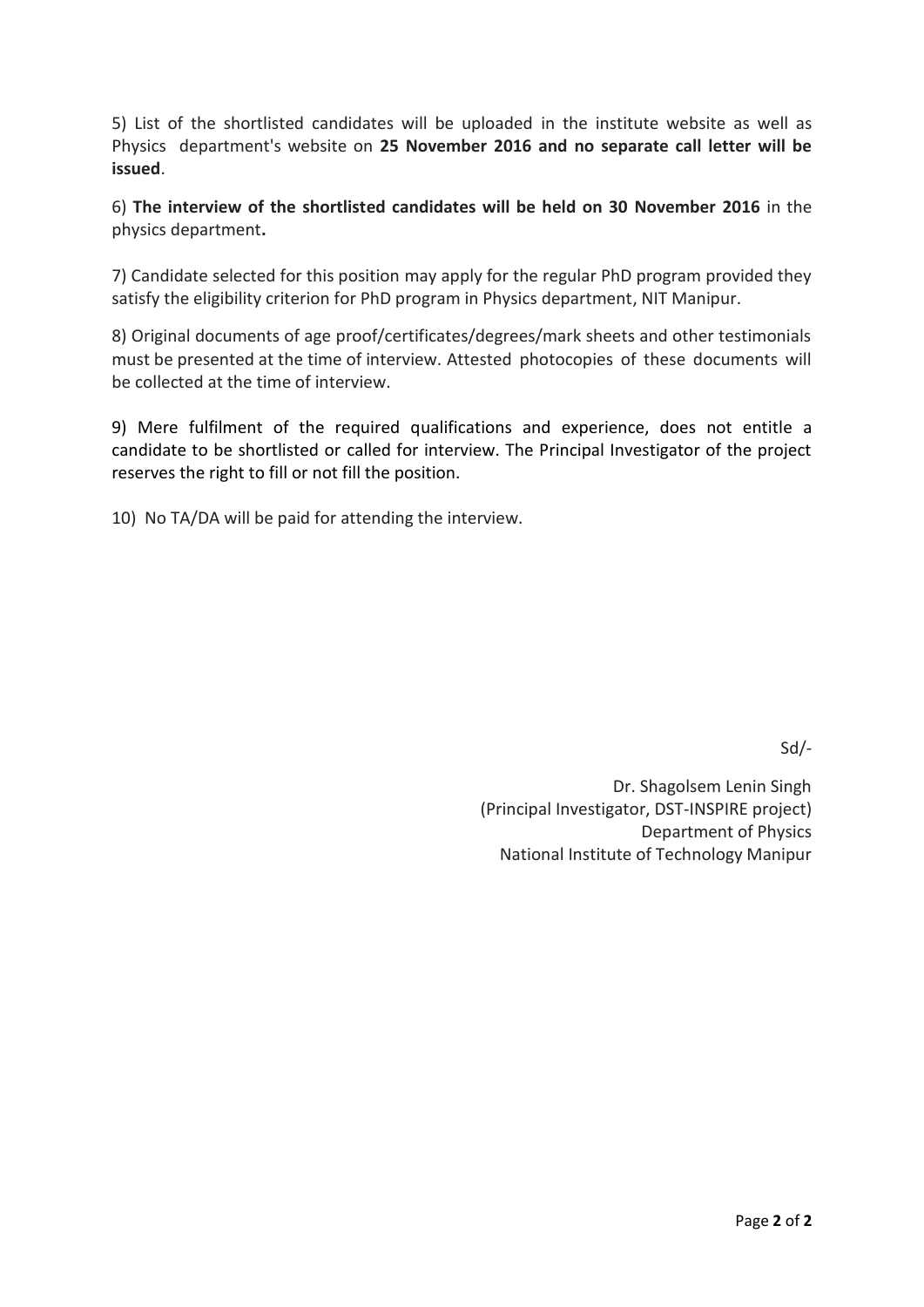5) List of the shortlisted candidates will be uploaded in the institute website as well as Physics department's website on **25 November 2016 and no separate call letter will be issued**.

6) **The interview of the shortlisted candidates will be held on 30 November 2016** in the physics department**.**

7) Candidate selected for this position may apply for the regular PhD program provided they satisfy the eligibility criterion for PhD program in Physics department, NIT Manipur.

8) Original documents of age proof/certificates/degrees/mark sheets and other testimonials must be presented at the time of interview. Attested photocopies of these documents will be collected at the time of interview.

9) Mere fulfilment of the required qualifications and experience, does not entitle a candidate to be shortlisted or called for interview. The Principal Investigator of the project reserves the right to fill or not fill the position.

10) No TA/DA will be paid for attending the interview.

Sd/-

Dr. Shagolsem Lenin Singh
(Principal Investigator, DST-INSPIRE project)
Department of Physics
National Institute of Technology Manipur